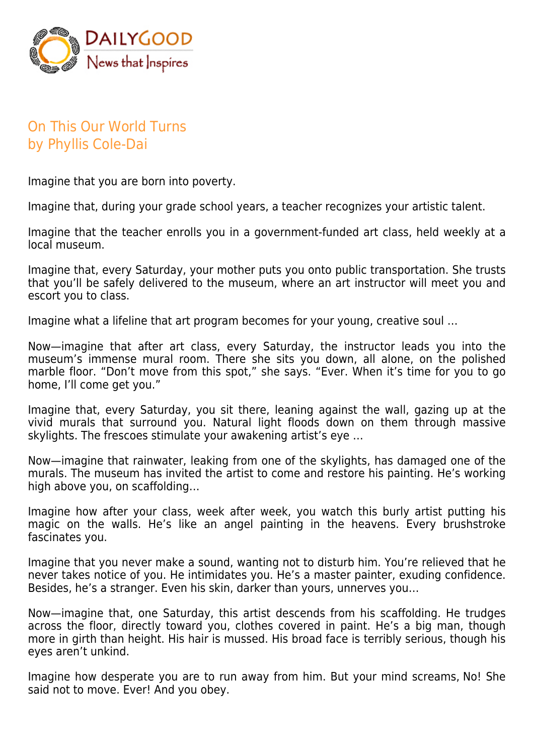# On This Our World Turns
by Phyllis Cole-Dai

Imagine that you are born into poverty.

Imagine that, during your grade school years, a teacher recognizes your artistic talent.

Imagine that the teacher enrolls you in a government-funded art class, held weekly at a local museum.

Imagine that, every Saturday, your mother puts you onto public transportation. She trusts that you'll be safely delivered to the museum, where an art instructor will meet you and escort you to class.

Imagine what a lifeline that art program becomes for your young, creative soul ...

Now—imagine that after art class, every Saturday, the instructor leads you into the museum's immense mural room. There she sits you down, all alone, on the polished marble floor. "Don't move from this spot," she says. "Ever. When it's time for you to go home, I'll come get you."

Imagine that, every Saturday, you sit there, leaning against the wall, gazing up at the vivid murals that surround you. Natural light floods down on them through massive skylights. The frescoes stimulate your awakening artist's eye ...

Now—imagine that rainwater, leaking from one of the skylights, has damaged one of the murals. The museum has invited the artist to come and restore his painting. He's working high above you, on scaffolding...

Imagine how after your class, week after week, you watch this burly artist putting his magic on the walls. He's like an angel painting in the heavens. Every brushstroke fascinates you.

Imagine that you never make a sound, wanting not to disturb him. You're relieved that he never takes notice of you. He intimidates you. He's a master painter, exuding confidence. Besides, he's a stranger. Even his skin, darker than yours, unnerves you...

Now—imagine that, one Saturday, this artist descends from his scaffolding. He trudges across the floor, directly toward you, clothes covered in paint. He's a big man, though more in girth than height. His hair is mussed. His broad face is terribly serious, though his eyes aren't unkind.

Imagine how desperate you are to run away from him. But your mind screams, No! She said not to move. Ever! And you obey.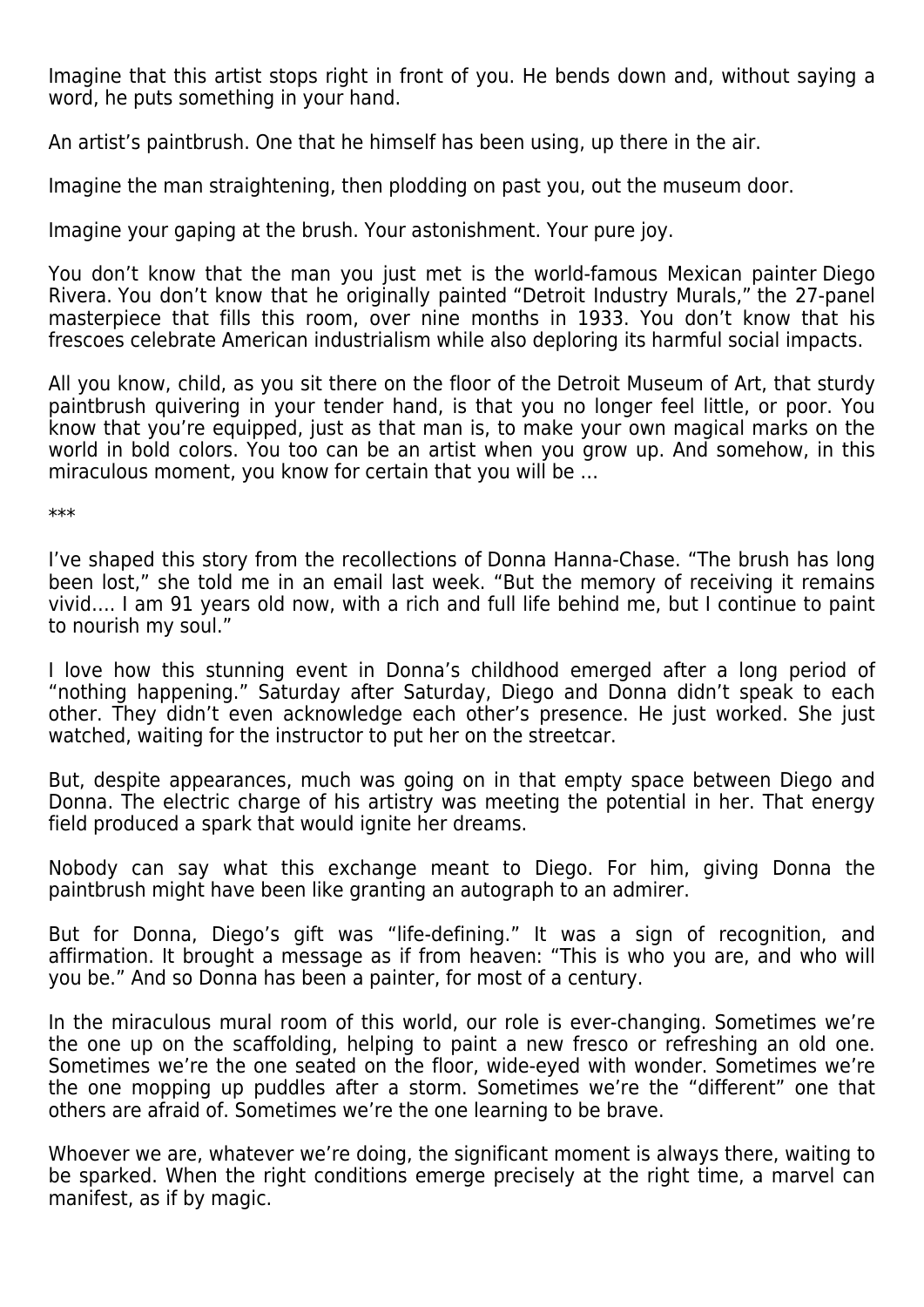Imagine that this artist stops right in front of you. He bends down and, without saying a word, he puts something in your hand.

An artist's paintbrush. One that he himself has been using, up there in the air.

Imagine the man straightening, then plodding on past you, out the museum door.

Imagine your gaping at the brush. Your astonishment. Your pure joy.

You don't know that the man you just met is the world-famous Mexican painter Diego Rivera. You don't know that he originally painted "Detroit Industry Murals," the 27-panel masterpiece that fills this room, over nine months in 1933. You don't know that his frescoes celebrate American industrialism while also deploring its harmful social impacts.

All you know, child, as you sit there on the floor of the Detroit Museum of Art, that sturdy paintbrush quivering in your tender hand, is that you no longer feel little, or poor. You know that you're equipped, just as that man is, to make your own magical marks on the world in bold colors. You too can be an artist when you grow up. And somehow, in this miraculous moment, you know for certain that you will be …

***

I've shaped this story from the recollections of Donna Hanna-Chase. "The brush has long been lost," she told me in an email last week. "But the memory of receiving it remains vivid…. I am 91 years old now, with a rich and full life behind me, but I continue to paint to nourish my soul."

I love how this stunning event in Donna's childhood emerged after a long period of "nothing happening." Saturday after Saturday, Diego and Donna didn't speak to each other. They didn't even acknowledge each other's presence. He just worked. She just watched, waiting for the instructor to put her on the streetcar.

But, despite appearances, much was going on in that empty space between Diego and Donna. The electric charge of his artistry was meeting the potential in her. That energy field produced a spark that would ignite her dreams.

Nobody can say what this exchange meant to Diego. For him, giving Donna the paintbrush might have been like granting an autograph to an admirer.

But for Donna, Diego's gift was "life-defining." It was a sign of recognition, and affirmation. It brought a message as if from heaven: "This is who you are, and who will you be." And so Donna has been a painter, for most of a century.

In the miraculous mural room of this world, our role is ever-changing. Sometimes we're the one up on the scaffolding, helping to paint a new fresco or refreshing an old one. Sometimes we're the one seated on the floor, wide-eyed with wonder. Sometimes we're the one mopping up puddles after a storm. Sometimes we're the "different" one that others are afraid of. Sometimes we're the one learning to be brave.

Whoever we are, whatever we're doing, the significant moment is always there, waiting to be sparked. When the right conditions emerge precisely at the right time, a marvel can manifest, as if by magic.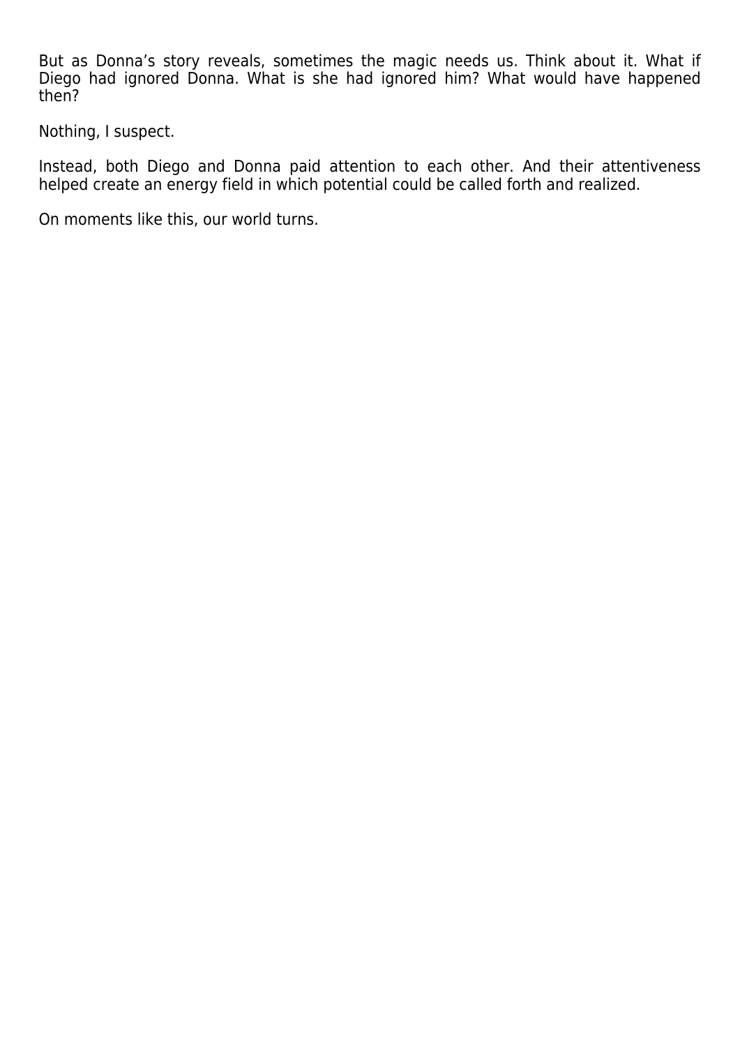But as Donna's story reveals, sometimes the magic needs us. Think about it. What if Diego had ignored Donna. What is she had ignored him? What would have happened then?

Nothing, I suspect.

Instead, both Diego and Donna paid attention to each other. And their attentiveness helped create an energy field in which potential could be called forth and realized.

On moments like this, our world turns.